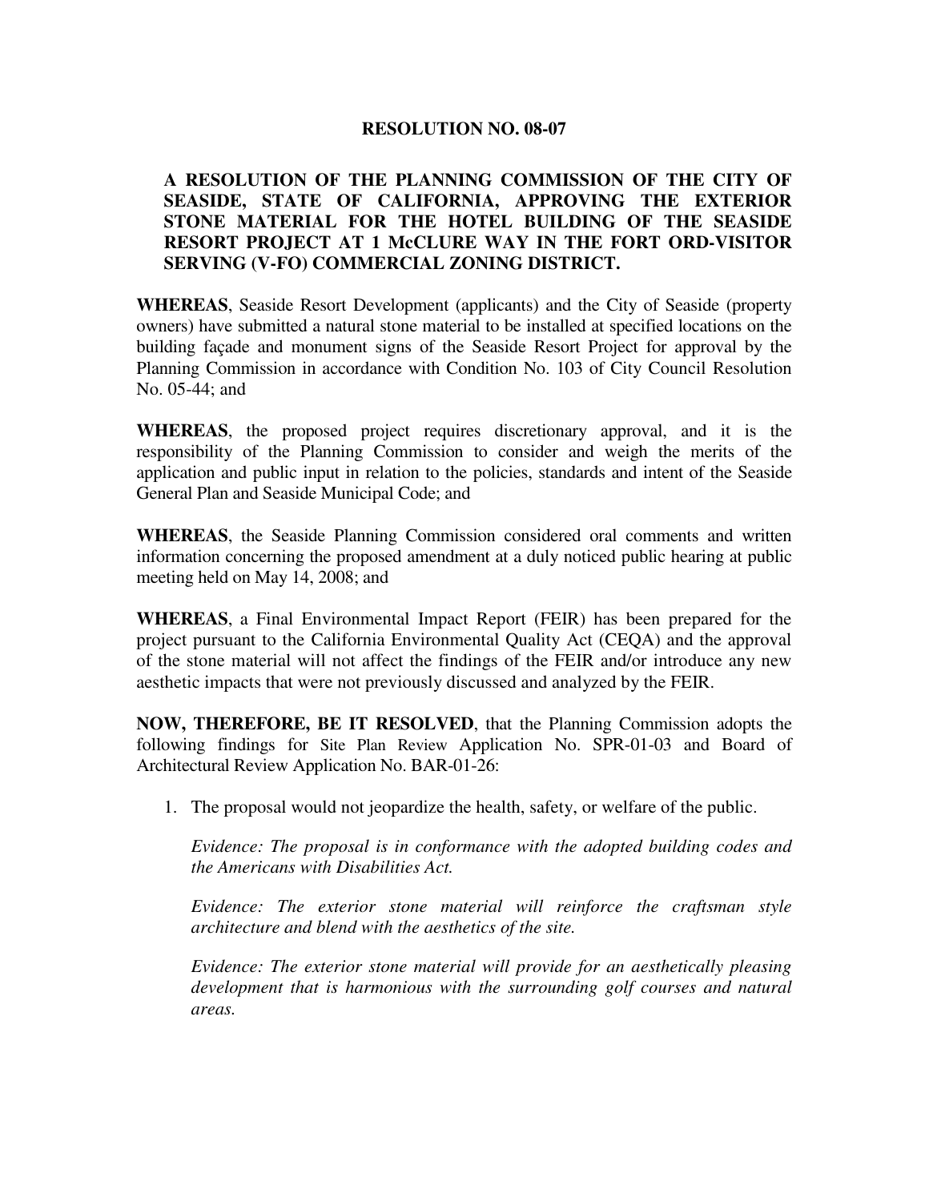# RESOLUTION NO. 08-07

## A RESOLUTION OF THE PLANNING COMMISSION OF THE CITY OF SEASIDE, STATE OF CALIFORNIA, APPROVING THE EXTERIOR STONE MATERIAL FOR THE HOTEL BUILDING OF THE SEASIDE RESORT PROJECT AT 1 McCLURE WAY IN THE FORT ORD-VISITOR SERVING (V-FO) COMMERCIAL ZONING DISTRICT.

**WHEREAS**, Seaside Resort Development (applicants) and the City of Seaside (property owners) have submitted a natural stone material to be installed at specified locations on the building façade and monument signs of the Seaside Resort Project for approval by the Planning Commission in accordance with Condition No. 103 of City Council Resolution No. 05-44; and

**WHEREAS**, the proposed project requires discretionary approval, and it is the responsibility of the Planning Commission to consider and weigh the merits of the application and public input in relation to the policies, standards and intent of the Seaside General Plan and Seaside Municipal Code; and

**WHEREAS**, the Seaside Planning Commission considered oral comments and written information concerning the proposed amendment at a duly noticed public hearing at public meeting held on May 14, 2008; and

**WHEREAS**, a Final Environmental Impact Report (FEIR) has been prepared for the project pursuant to the California Environmental Quality Act (CEQA) and the approval of the stone material will not affect the findings of the FEIR and/or introduce any new aesthetic impacts that were not previously discussed and analyzed by the FEIR.

**NOW, THEREFORE, BE IT RESOLVED**, that the Planning Commission adopts the following findings for Site Plan Review Application No. SPR-01-03 and Board of Architectural Review Application No. BAR-01-26:

1. The proposal would not jeopardize the health, safety, or welfare of the public.

   *Evidence: The proposal is in conformance with the adopted building codes and the Americans with Disabilities Act.*

   *Evidence: The exterior stone material will reinforce the craftsman style architecture and blend with the aesthetics of the site.*

   *Evidence: The exterior stone material will provide for an aesthetically pleasing development that is harmonious with the surrounding golf courses and natural areas.*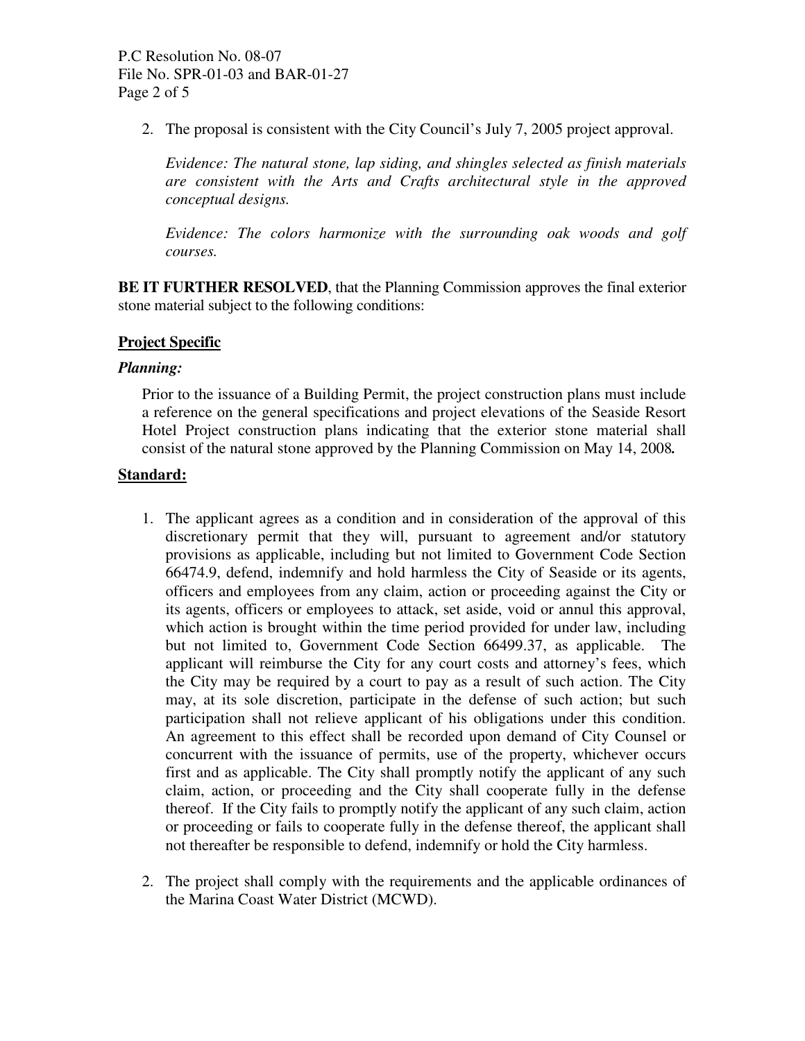2. The proposal is consistent with the City Council's July 7, 2005 project approval.

   *Evidence: The natural stone, lap siding, and shingles selected as finish materials are consistent with the Arts and Crafts architectural style in the approved conceptual designs.*

   *Evidence: The colors harmonize with the surrounding oak woods and golf courses.*

**BE IT FURTHER RESOLVED**, that the Planning Commission approves the final exterior stone material subject to the following conditions:

**Project Specific**

***Planning:***

Prior to the issuance of a Building Permit, the project construction plans must include a reference on the general specifications and project elevations of the Seaside Resort Hotel Project construction plans indicating that the exterior stone material shall consist of the natural stone approved by the Planning Commission on May 14, 2008**.**

**Standard:**

1. The applicant agrees as a condition and in consideration of the approval of this discretionary permit that they will, pursuant to agreement and/or statutory provisions as applicable, including but not limited to Government Code Section 66474.9, defend, indemnify and hold harmless the City of Seaside or its agents, officers and employees from any claim, action or proceeding against the City or its agents, officers or employees to attack, set aside, void or annul this approval, which action is brought within the time period provided for under law, including but not limited to, Government Code Section 66499.37, as applicable. The applicant will reimburse the City for any court costs and attorney's fees, which the City may be required by a court to pay as a result of such action. The City may, at its sole discretion, participate in the defense of such action; but such participation shall not relieve applicant of his obligations under this condition. An agreement to this effect shall be recorded upon demand of City Counsel or concurrent with the issuance of permits, use of the property, whichever occurs first and as applicable. The City shall promptly notify the applicant of any such claim, action, or proceeding and the City shall cooperate fully in the defense thereof. If the City fails to promptly notify the applicant of any such claim, action or proceeding or fails to cooperate fully in the defense thereof, the applicant shall not thereafter be responsible to defend, indemnify or hold the City harmless.

2. The project shall comply with the requirements and the applicable ordinances of the Marina Coast Water District (MCWD).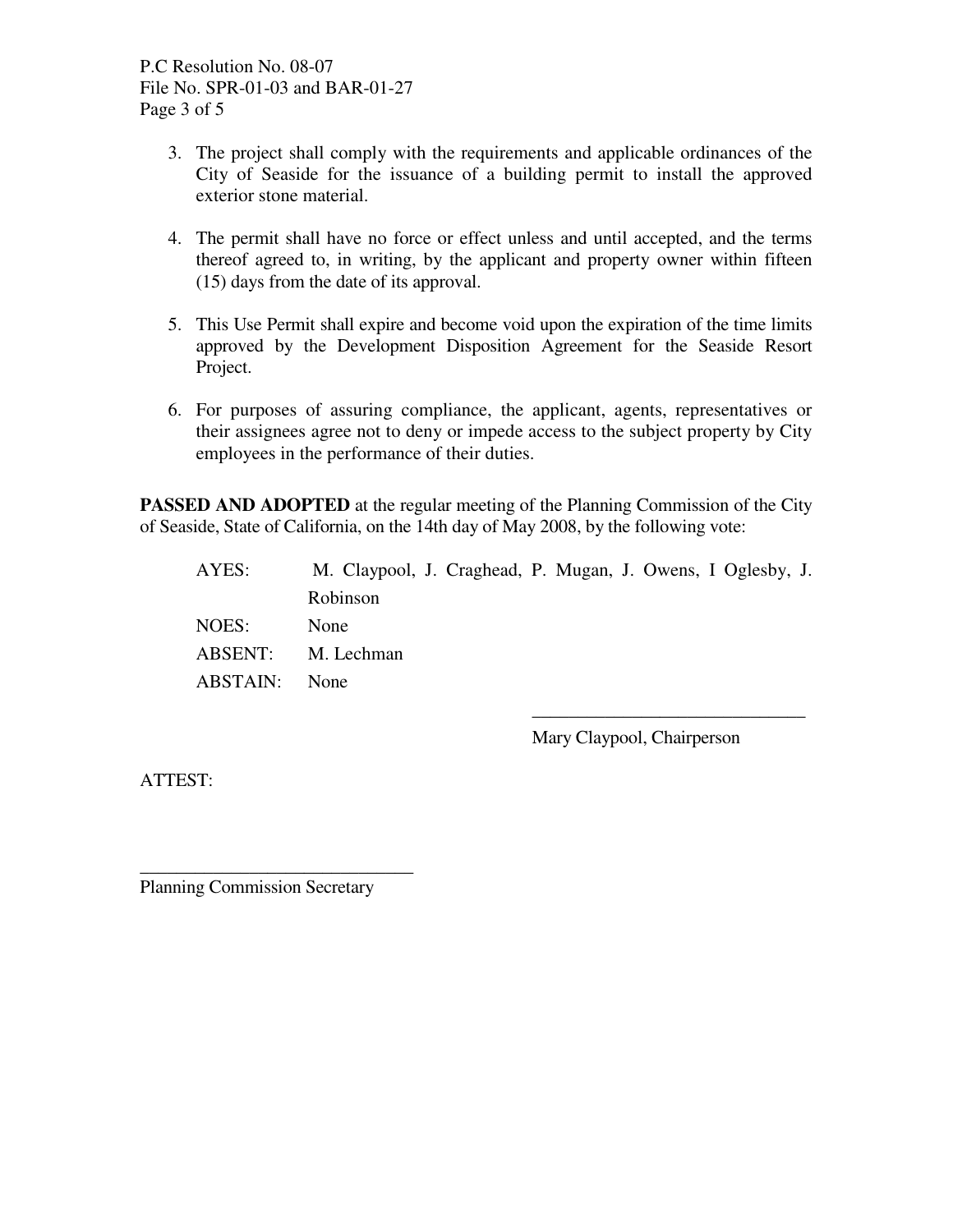3. The project shall comply with the requirements and applicable ordinances of the City of Seaside for the issuance of a building permit to install the approved exterior stone material.

4. The permit shall have no force or effect unless and until accepted, and the terms thereof agreed to, in writing, by the applicant and property owner within fifteen (15) days from the date of its approval.

5. This Use Permit shall expire and become void upon the expiration of the time limits approved by the Development Disposition Agreement for the Seaside Resort Project.

6. For purposes of assuring compliance, the applicant, agents, representatives or their assignees agree not to deny or impede access to the subject property by City employees in the performance of their duties.

**PASSED AND ADOPTED** at the regular meeting of the Planning Commission of the City of Seaside, State of California, on the 14th day of May 2008, by the following vote:

AYES: M. Claypool, J. Craghead, P. Mugan, J. Owens, I Oglesby, J. Robinson

NOES: None

ABSENT: M. Lechman

ABSTAIN: None

\_\_\_\_\_\_\_\_\_\_\_\_\_\_\_\_\_\_\_\_\_\_\_\_\_\_\_\_\_\_

Mary Claypool, Chairperson

ATTEST:

\_\_\_\_\_\_\_\_\_\_\_\_\_\_\_\_\_\_\_\_\_\_\_\_\_\_\_\_\_\_

Planning Commission Secretary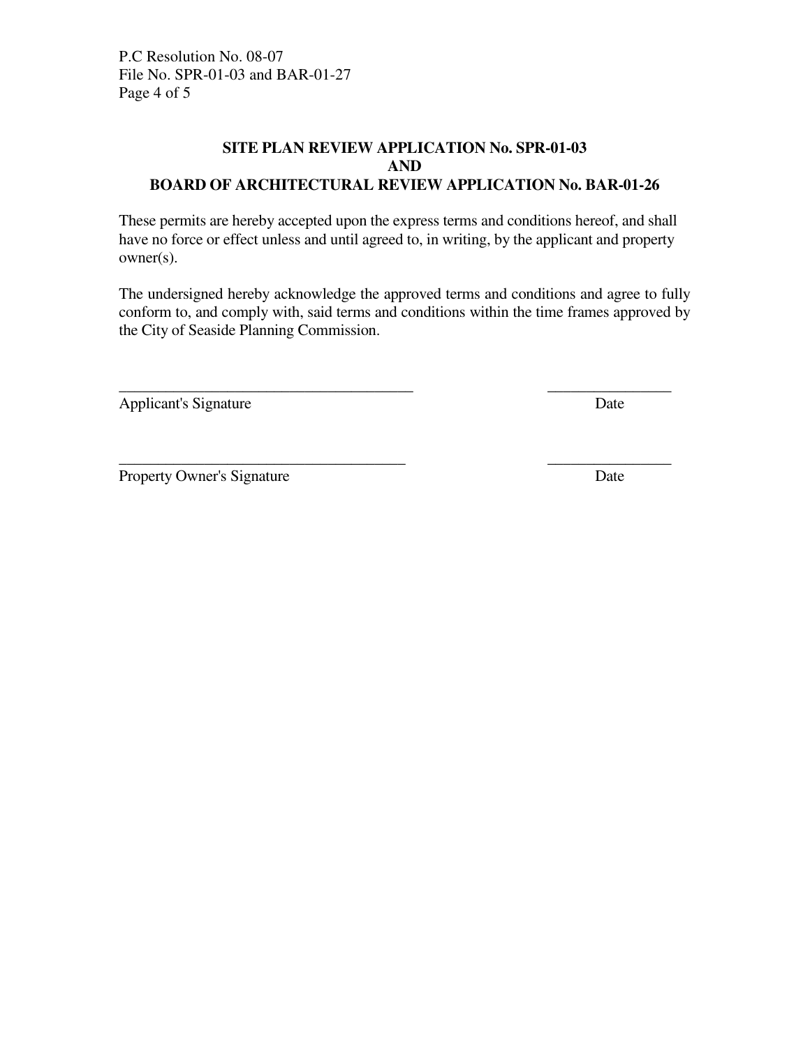**SITE PLAN REVIEW APPLICATION No. SPR-01-03**
**AND**
**BOARD OF ARCHITECTURAL REVIEW APPLICATION No. BAR-01-26**

These permits are hereby accepted upon the express terms and conditions hereof, and shall have no force or effect unless and until agreed to, in writing, by the applicant and property owner(s).

The undersigned hereby acknowledge the approved terms and conditions and agree to fully conform to, and comply with, said terms and conditions within the time frames approved by the City of Seaside Planning Commission.

______________________________________ ________________
Applicant's Signature Date

______________________________________ ________________
Property Owner's Signature Date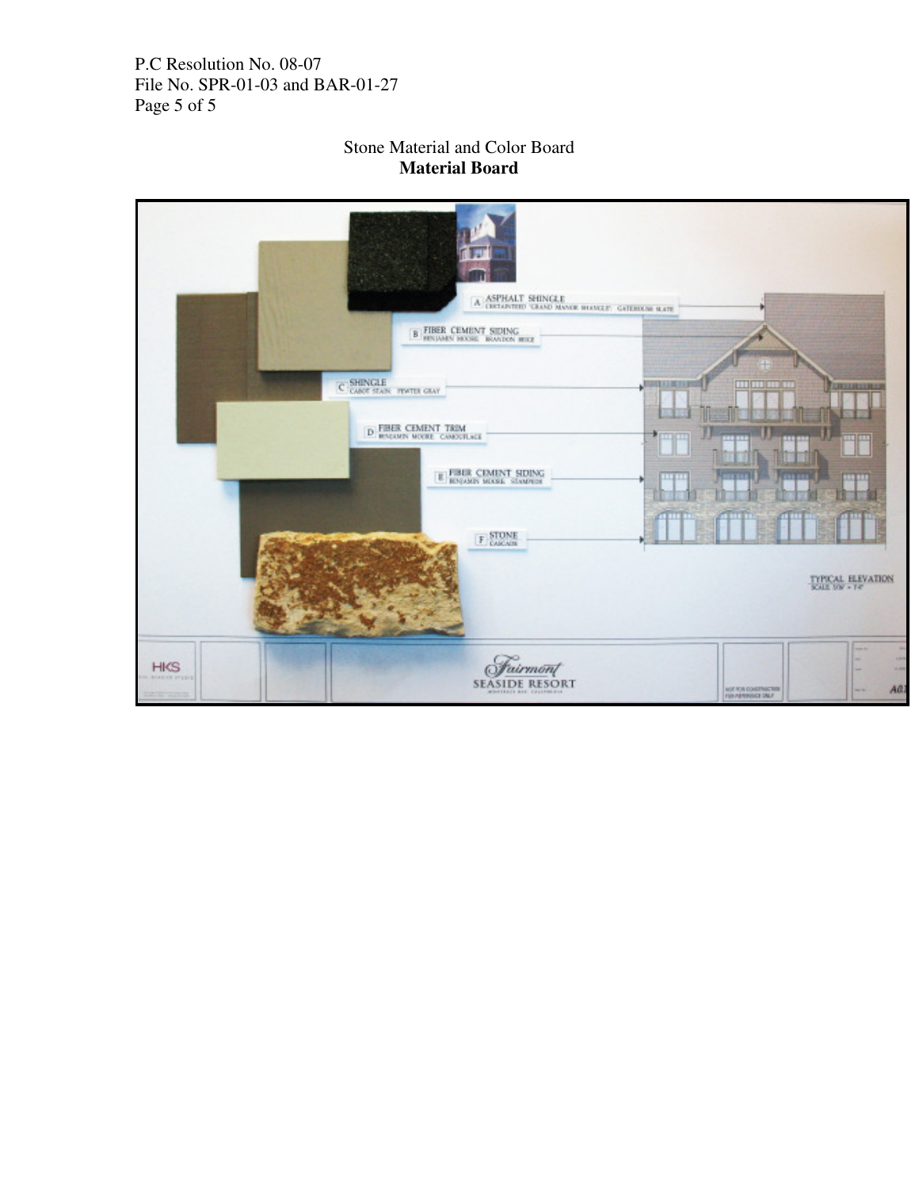Stone Material and Color Board

**Material Board**

A ASPHALT SHINGLE
CERTAINTEED "GRAND MANOR SHANGLE" GATEHOUSE SLATE

B FIBER CEMENT SIDING
BENJAMIN MOORE BRANDON BEIGE

C SHINGLE
CABOT STAIN PEWTER GRAY

D FIBER CEMENT TRIM
BENJAMIN MOORE CAMOUFLAGE

E FIBER CEMENT SIDING
BENJAMIN MOORE STAMPEDE

F STONE
CASCADE

TYPICAL ELEVATION

HKS

Fairmont
SEASIDE RESORT

NOT FOR CONSTRUCTION
FOR REFERENCE ONLY